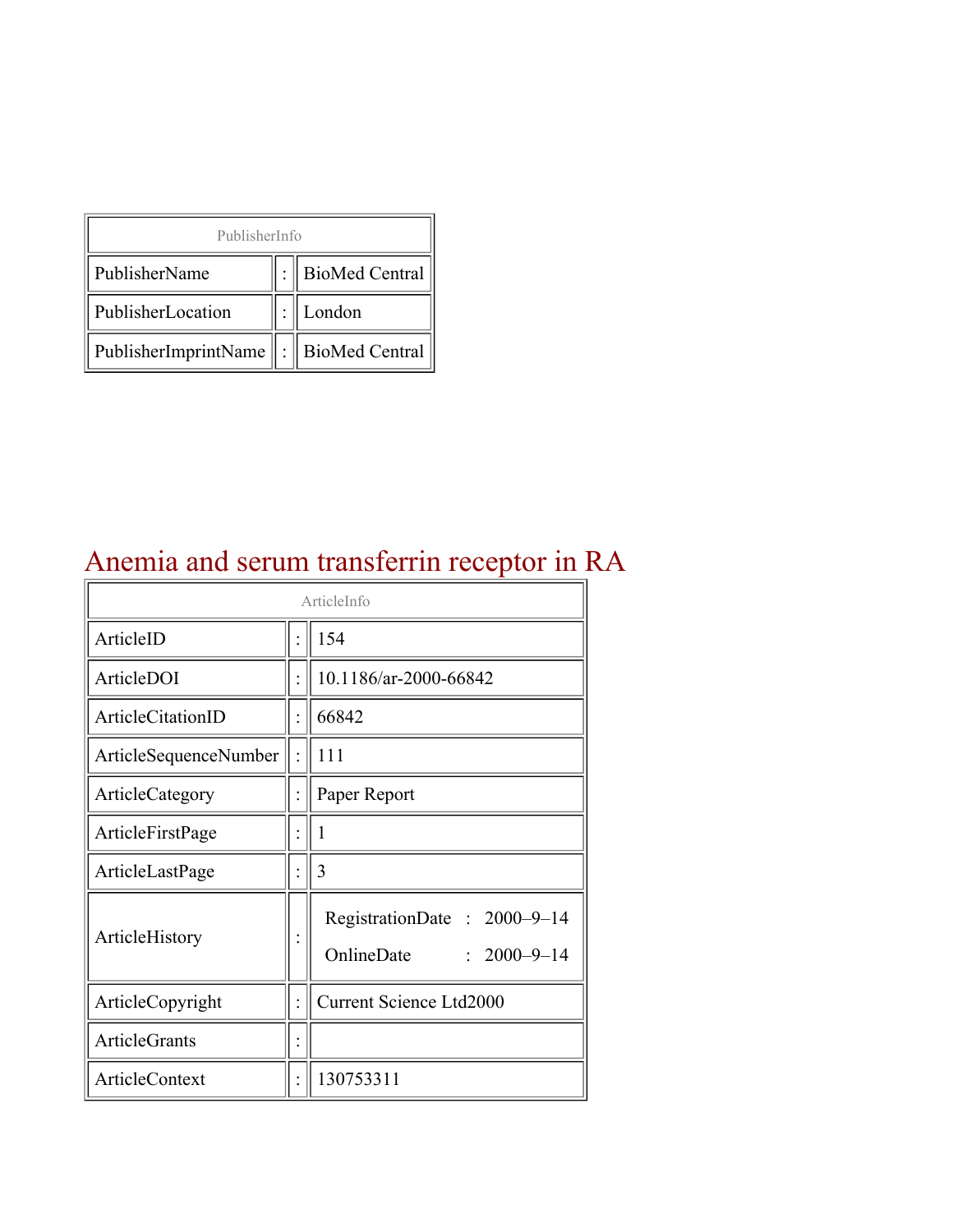| PublisherInfo | | |
|---|---|---|
| PublisherName | : | BioMed Central |
| PublisherLocation | : | London |
| PublisherImprintName | : | BioMed Central |

# Anemia and serum transferrin receptor in RA

| ArticleInfo | | |
|---|---|---|
| ArticleID | : | 154 |
| ArticleDOI | : | 10.1186/ar-2000-66842 |
| ArticleCitationID | : | 66842 |
| ArticleSequenceNumber | : | 111 |
| ArticleCategory | : | Paper Report |
| ArticleFirstPage | : | 1 |
| ArticleLastPage | : | 3 |
| ArticleHistory | : | RegistrationDate : 2000–9–14<br>OnlineDate : 2000–9–14 |
| ArticleCopyright | : | Current Science Ltd2000 |
| ArticleGrants | : | |
| ArticleContext | : | 130753311 |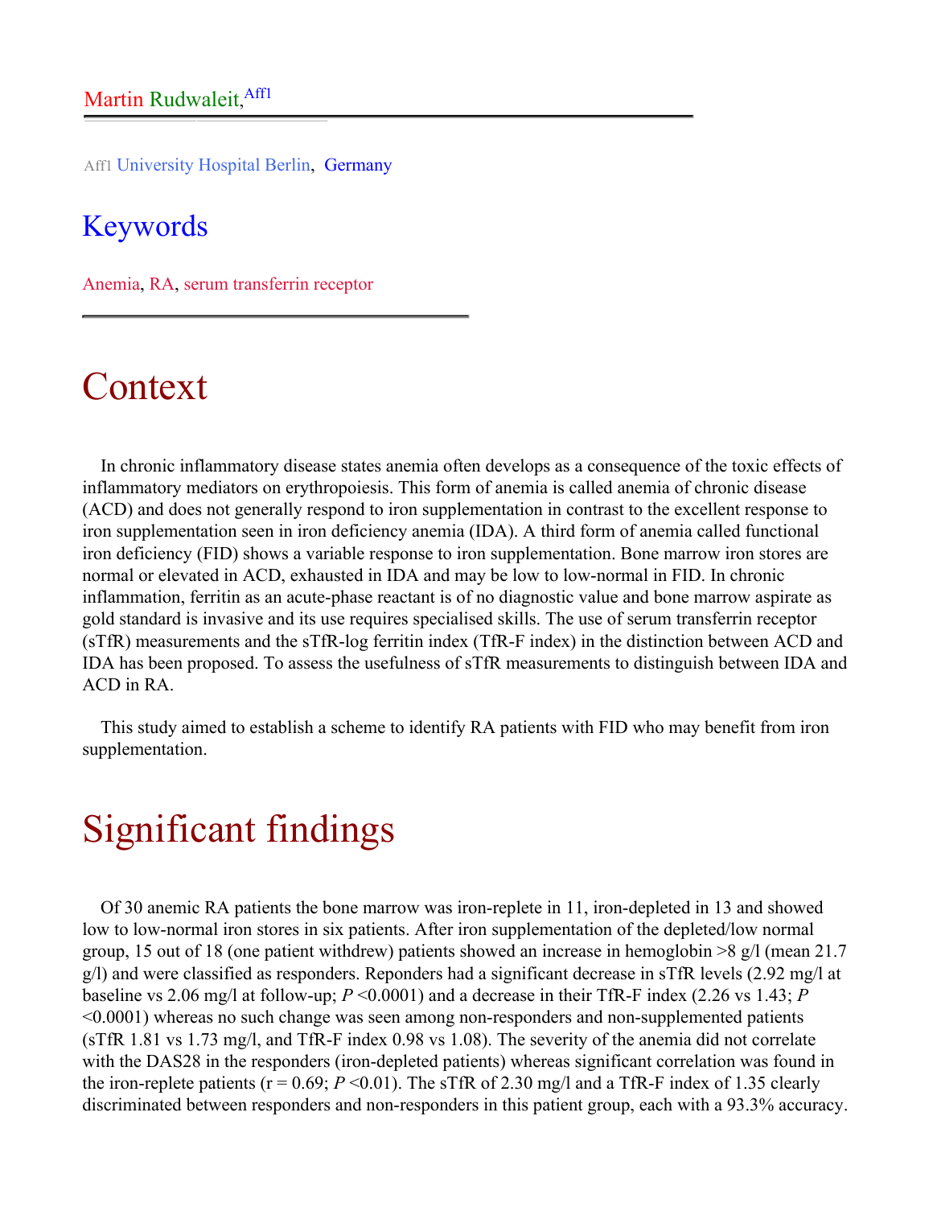Martin Rudwaleit,[Aff1]

Aff1 University Hospital Berlin, Germany

## Keywords

Anemia, RA, serum transferrin receptor

# Context

In chronic inflammatory disease states anemia often develops as a consequence of the toxic effects of inflammatory mediators on erythropoiesis. This form of anemia is called anemia of chronic disease (ACD) and does not generally respond to iron supplementation in contrast to the excellent response to iron supplementation seen in iron deficiency anemia (IDA). A third form of anemia called functional iron deficiency (FID) shows a variable response to iron supplementation. Bone marrow iron stores are normal or elevated in ACD, exhausted in IDA and may be low to low-normal in FID. In chronic inflammation, ferritin as an acute-phase reactant is of no diagnostic value and bone marrow aspirate as gold standard is invasive and its use requires specialised skills. The use of serum transferrin receptor (sTfR) measurements and the sTfR-log ferritin index (TfR-F index) in the distinction between ACD and IDA has been proposed. To assess the usefulness of sTfR measurements to distinguish between IDA and ACD in RA.

This study aimed to establish a scheme to identify RA patients with FID who may benefit from iron supplementation.

# Significant findings

Of 30 anemic RA patients the bone marrow was iron-replete in 11, iron-depleted in 13 and showed low to low-normal iron stores in six patients. After iron supplementation of the depleted/low normal group, 15 out of 18 (one patient withdrew) patients showed an increase in hemoglobin >8 g/l (mean 21.7 g/l) and were classified as responders. Reponders had a significant decrease in sTfR levels (2.92 mg/l at baseline vs 2.06 mg/l at follow-up; $P < 0.0001$) and a decrease in their TfR-F index (2.26 vs 1.43; $P < 0.0001$) whereas no such change was seen among non-responders and non-supplemented patients (sTfR 1.81 vs 1.73 mg/l, and TfR-F index 0.98 vs 1.08). The severity of the anemia did not correlate with the DAS28 in the responders (iron-depleted patients) whereas significant correlation was found in the iron-replete patients ($r = 0.69$; $P < 0.01$). The sTfR of 2.30 mg/l and a TfR-F index of 1.35 clearly discriminated between responders and non-responders in this patient group, each with a 93.3% accuracy.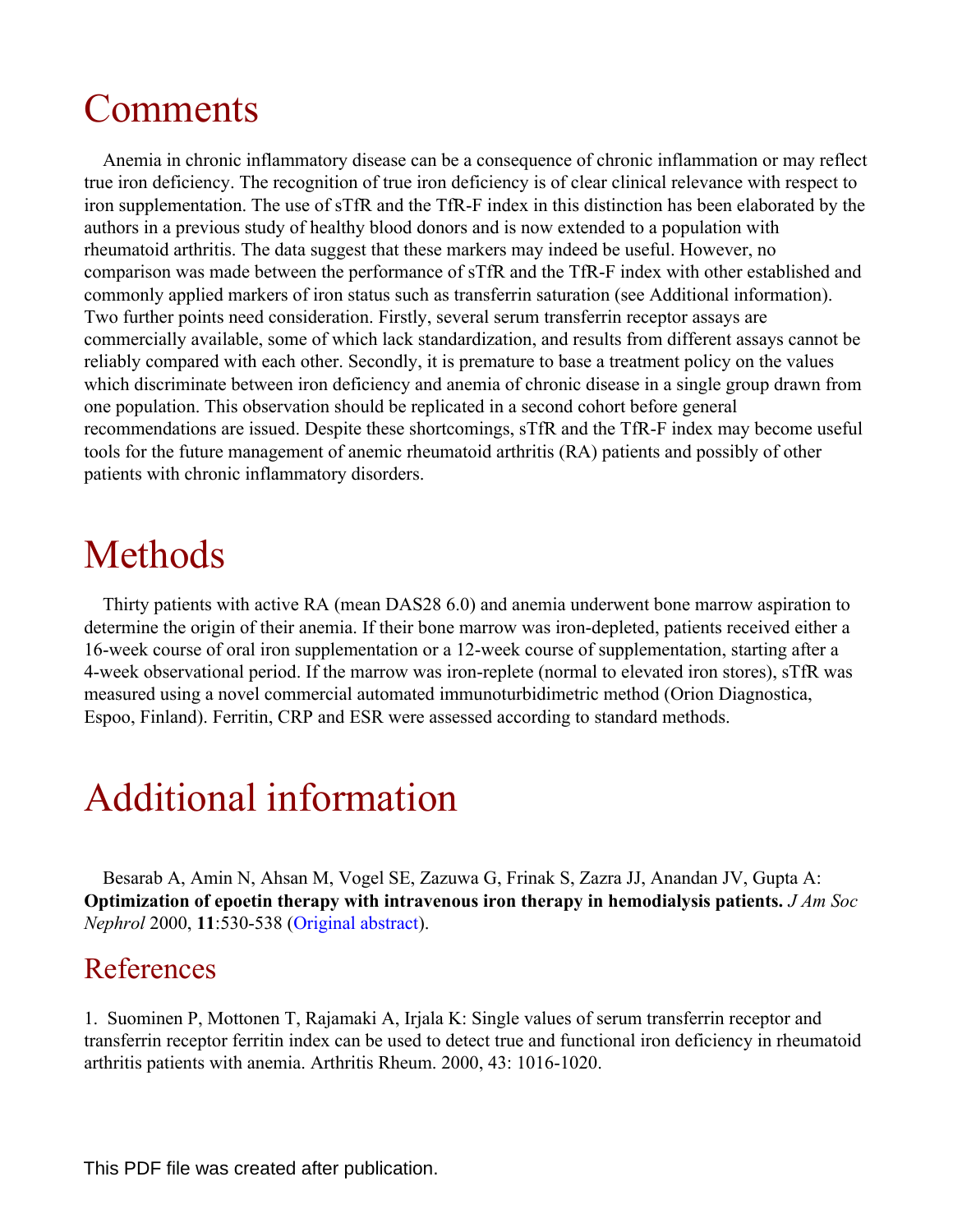# Comments

Anemia in chronic inflammatory disease can be a consequence of chronic inflammation or may reflect true iron deficiency. The recognition of true iron deficiency is of clear clinical relevance with respect to iron supplementation. The use of sTfR and the TfR-F index in this distinction has been elaborated by the authors in a previous study of healthy blood donors and is now extended to a population with rheumatoid arthritis. The data suggest that these markers may indeed be useful. However, no comparison was made between the performance of sTfR and the TfR-F index with other established and commonly applied markers of iron status such as transferrin saturation (see Additional information). Two further points need consideration. Firstly, several serum transferrin receptor assays are commercially available, some of which lack standardization, and results from different assays cannot be reliably compared with each other. Secondly, it is premature to base a treatment policy on the values which discriminate between iron deficiency and anemia of chronic disease in a single group drawn from one population. This observation should be replicated in a second cohort before general recommendations are issued. Despite these shortcomings, sTfR and the TfR-F index may become useful tools for the future management of anemic rheumatoid arthritis (RA) patients and possibly of other patients with chronic inflammatory disorders.

# Methods

Thirty patients with active RA (mean DAS28 6.0) and anemia underwent bone marrow aspiration to determine the origin of their anemia. If their bone marrow was iron-depleted, patients received either a 16-week course of oral iron supplementation or a 12-week course of supplementation, starting after a 4-week observational period. If the marrow was iron-replete (normal to elevated iron stores), sTfR was measured using a novel commercial automated immunoturbidimetric method (Orion Diagnostica, Espoo, Finland). Ferritin, CRP and ESR were assessed according to standard methods.

# Additional information

Besarab A, Amin N, Ahsan M, Vogel SE, Zazuwa G, Frinak S, Zazra JJ, Anandan JV, Gupta A: **Optimization of epoetin therapy with intravenous iron therapy in hemodialysis patients.** *J Am Soc Nephrol* 2000, **11**:530-538 (Original abstract).

## References

1. Suominen P, Mottonen T, Rajamaki A, Irjala K: Single values of serum transferrin receptor and transferrin receptor ferritin index can be used to detect true and functional iron deficiency in rheumatoid arthritis patients with anemia. Arthritis Rheum. 2000, 43: 1016-1020.

This PDF file was created after publication.